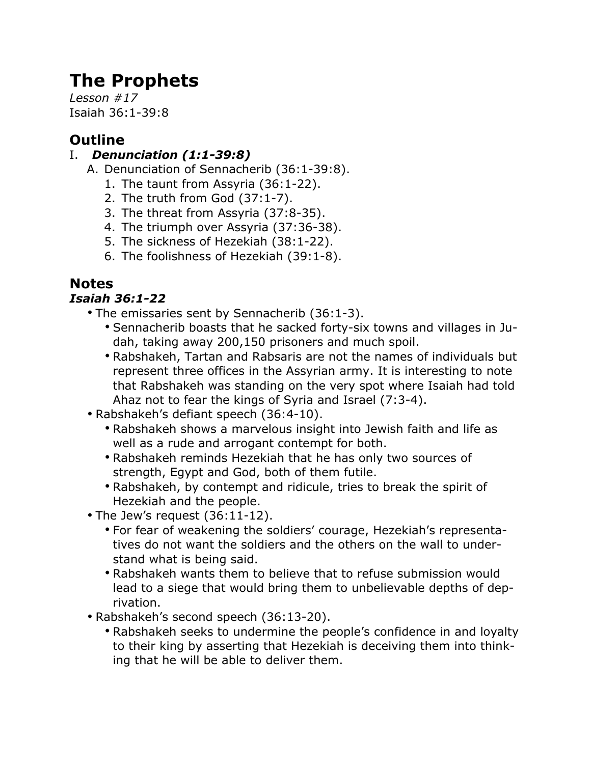# The Prophets

*Lesson #17*
Isaiah 36:1-39:8

## Outline

I. ***Denunciation (1:1-39:8)***
   A. Denunciation of Sennacherib (36:1-39:8).
      1. The taunt from Assyria (36:1-22).
      2. The truth from God (37:1-7).
      3. The threat from Assyria (37:8-35).
      4. The triumph over Assyria (37:36-38).
      5. The sickness of Hezekiah (38:1-22).
      6. The foolishness of Hezekiah (39:1-8).

## Notes

### *Isaiah 36:1-22*

- The emissaries sent by Sennacherib (36:1-3).
  - Sennacherib boasts that he sacked forty-six towns and villages in Judah, taking away 200,150 prisoners and much spoil.
  - Rabshakeh, Tartan and Rabsaris are not the names of individuals but represent three offices in the Assyrian army. It is interesting to note that Rabshakeh was standing on the very spot where Isaiah had told Ahaz not to fear the kings of Syria and Israel (7:3-4).
- Rabshakeh's defiant speech (36:4-10).
  - Rabshakeh shows a marvelous insight into Jewish faith and life as well as a rude and arrogant contempt for both.
  - Rabshakeh reminds Hezekiah that he has only two sources of strength, Egypt and God, both of them futile.
  - Rabshakeh, by contempt and ridicule, tries to break the spirit of Hezekiah and the people.
- The Jew's request (36:11-12).
  - For fear of weakening the soldiers' courage, Hezekiah's representatives do not want the soldiers and the others on the wall to understand what is being said.
  - Rabshakeh wants them to believe that to refuse submission would lead to a siege that would bring them to unbelievable depths of deprivation.
- Rabshakeh's second speech (36:13-20).
  - Rabshakeh seeks to undermine the people's confidence in and loyalty to their king by asserting that Hezekiah is deceiving them into thinking that he will be able to deliver them.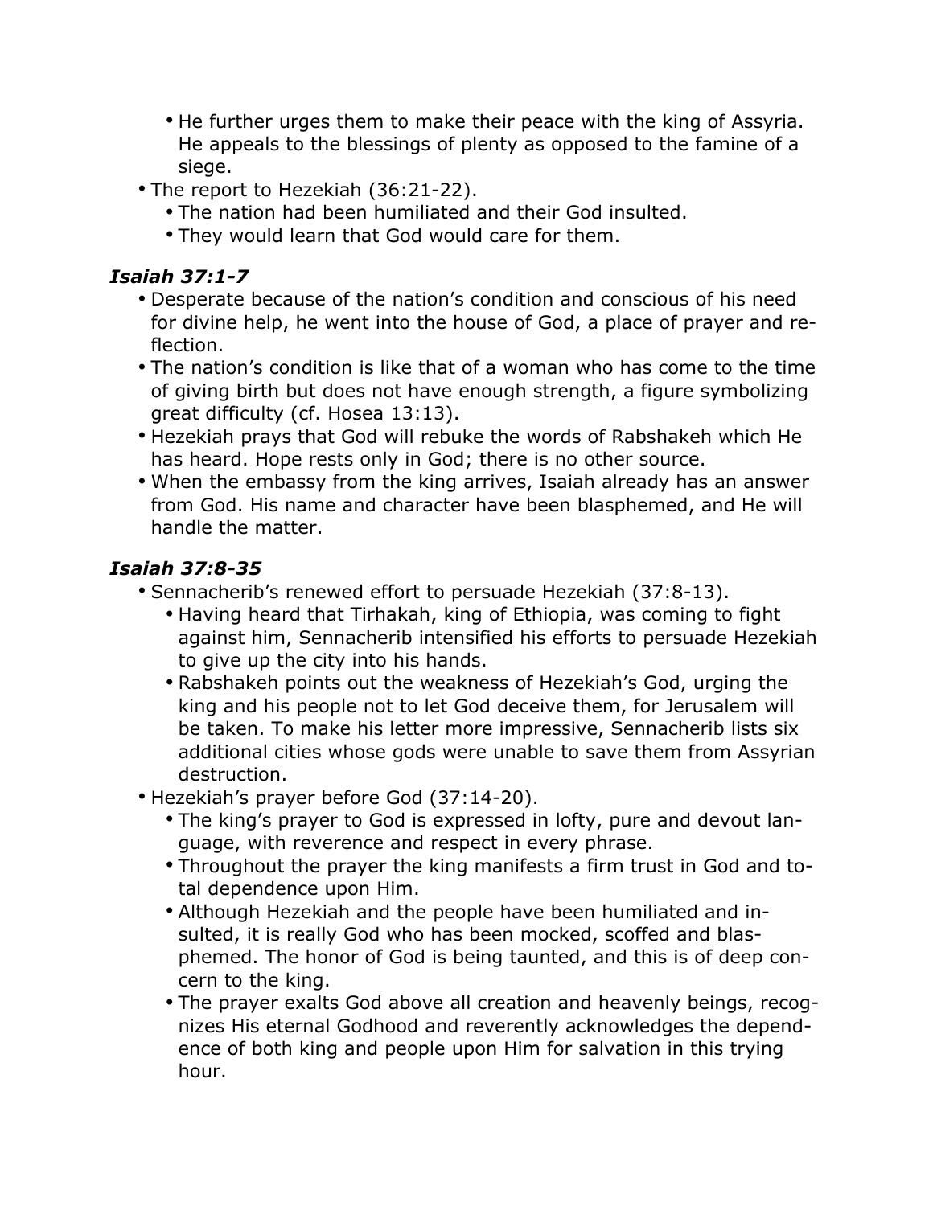- He further urges them to make their peace with the king of Assyria. He appeals to the blessings of plenty as opposed to the famine of a siege.
- The report to Hezekiah (36:21-22).
    - The nation had been humiliated and their God insulted.
    - They would learn that God would care for them.

### *Isaiah 37:1-7*

- Desperate because of the nation's condition and conscious of his need for divine help, he went into the house of God, a place of prayer and reflection.
- The nation's condition is like that of a woman who has come to the time of giving birth but does not have enough strength, a figure symbolizing great difficulty (cf. Hosea 13:13).
- Hezekiah prays that God will rebuke the words of Rabshakeh which He has heard. Hope rests only in God; there is no other source.
- When the embassy from the king arrives, Isaiah already has an answer from God. His name and character have been blasphemed, and He will handle the matter.

### *Isaiah 37:8-35*

- Sennacherib's renewed effort to persuade Hezekiah (37:8-13).
    - Having heard that Tirhakah, king of Ethiopia, was coming to fight against him, Sennacherib intensified his efforts to persuade Hezekiah to give up the city into his hands.
    - Rabshakeh points out the weakness of Hezekiah's God, urging the king and his people not to let God deceive them, for Jerusalem will be taken. To make his letter more impressive, Sennacherib lists six additional cities whose gods were unable to save them from Assyrian destruction.
- Hezekiah's prayer before God (37:14-20).
    - The king's prayer to God is expressed in lofty, pure and devout language, with reverence and respect in every phrase.
    - Throughout the prayer the king manifests a firm trust in God and total dependence upon Him.
    - Although Hezekiah and the people have been humiliated and insulted, it is really God who has been mocked, scoffed and blasphemed. The honor of God is being taunted, and this is of deep concern to the king.
    - The prayer exalts God above all creation and heavenly beings, recognizes His eternal Godhood and reverently acknowledges the dependence of both king and people upon Him for salvation in this trying hour.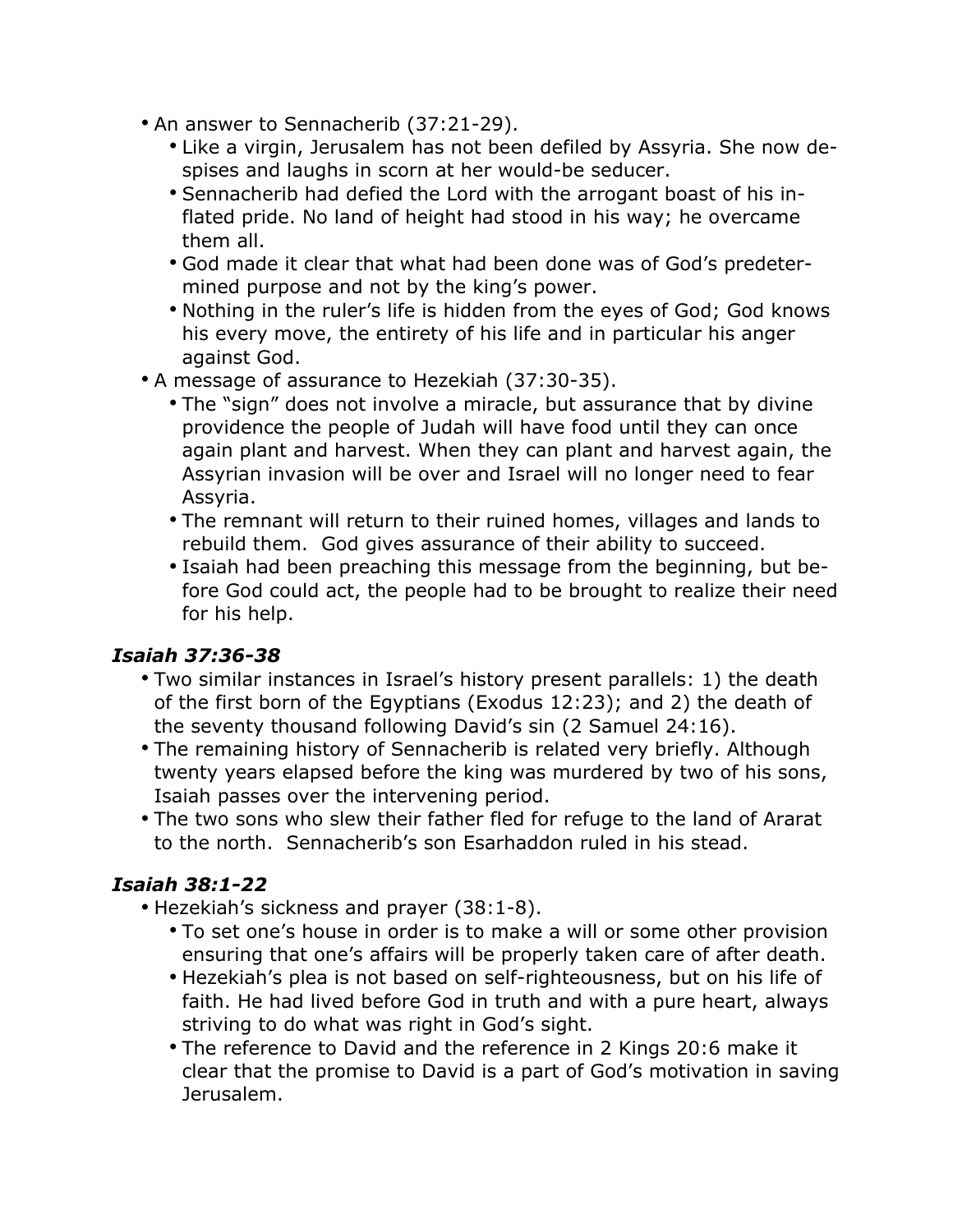- An answer to Sennacherib (37:21-29).
    - Like a virgin, Jerusalem has not been defiled by Assyria. She now despises and laughs in scorn at her would-be seducer.
    - Sennacherib had defied the Lord with the arrogant boast of his inflated pride. No land of height had stood in his way; he overcame them all.
    - God made it clear that what had been done was of God's predetermined purpose and not by the king's power.
    - Nothing in the ruler's life is hidden from the eyes of God; God knows his every move, the entirety of his life and in particular his anger against God.
- A message of assurance to Hezekiah (37:30-35).
    - The "sign" does not involve a miracle, but assurance that by divine providence the people of Judah will have food until they can once again plant and harvest. When they can plant and harvest again, the Assyrian invasion will be over and Israel will no longer need to fear Assyria.
    - The remnant will return to their ruined homes, villages and lands to rebuild them. God gives assurance of their ability to succeed.
    - Isaiah had been preaching this message from the beginning, but before God could act, the people had to be brought to realize their need for his help.

### *Isaiah 37:36-38*

- Two similar instances in Israel's history present parallels: 1) the death of the first born of the Egyptians (Exodus 12:23); and 2) the death of the seventy thousand following David's sin (2 Samuel 24:16).
- The remaining history of Sennacherib is related very briefly. Although twenty years elapsed before the king was murdered by two of his sons, Isaiah passes over the intervening period.
- The two sons who slew their father fled for refuge to the land of Ararat to the north. Sennacherib's son Esarhaddon ruled in his stead.

### *Isaiah 38:1-22*

- Hezekiah's sickness and prayer (38:1-8).
    - To set one's house in order is to make a will or some other provision ensuring that one's affairs will be properly taken care of after death.
    - Hezekiah's plea is not based on self-righteousness, but on his life of faith. He had lived before God in truth and with a pure heart, always striving to do what was right in God's sight.
    - The reference to David and the reference in 2 Kings 20:6 make it clear that the promise to David is a part of God's motivation in saving Jerusalem.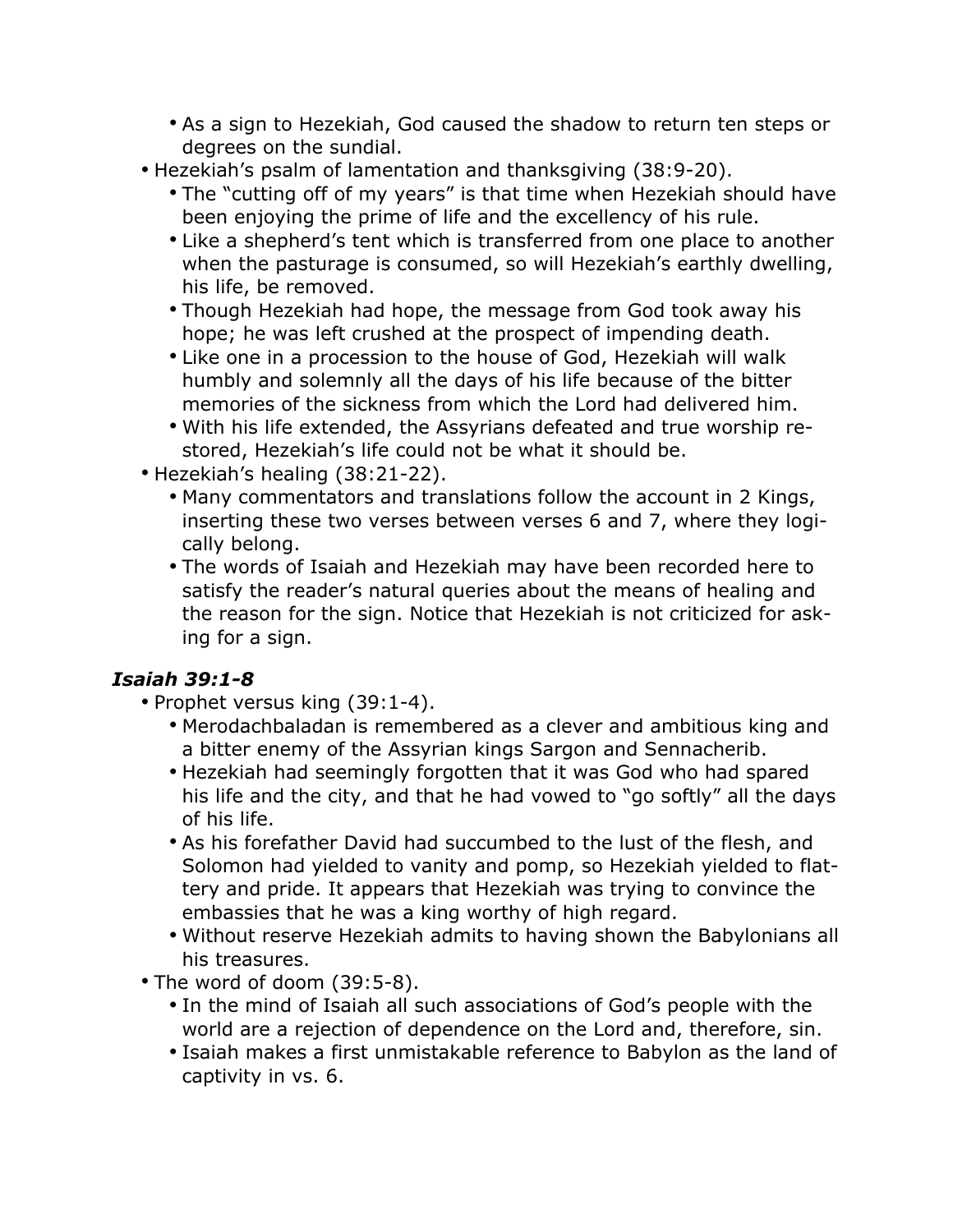- As a sign to Hezekiah, God caused the shadow to return ten steps or degrees on the sundial.
- Hezekiah's psalm of lamentation and thanksgiving (38:9-20).
    - The "cutting off of my years" is that time when Hezekiah should have been enjoying the prime of life and the excellency of his rule.
    - Like a shepherd's tent which is transferred from one place to another when the pasturage is consumed, so will Hezekiah's earthly dwelling, his life, be removed.
    - Though Hezekiah had hope, the message from God took away his hope; he was left crushed at the prospect of impending death.
    - Like one in a procession to the house of God, Hezekiah will walk humbly and solemnly all the days of his life because of the bitter memories of the sickness from which the Lord had delivered him.
    - With his life extended, the Assyrians defeated and true worship restored, Hezekiah's life could not be what it should be.
- Hezekiah's healing (38:21-22).
    - Many commentators and translations follow the account in 2 Kings, inserting these two verses between verses 6 and 7, where they logically belong.
    - The words of Isaiah and Hezekiah may have been recorded here to satisfy the reader's natural queries about the means of healing and the reason for the sign. Notice that Hezekiah is not criticized for asking for a sign.

### *Isaiah 39:1-8*

- Prophet versus king (39:1-4).
    - Merodachbaladan is remembered as a clever and ambitious king and a bitter enemy of the Assyrian kings Sargon and Sennacherib.
    - Hezekiah had seemingly forgotten that it was God who had spared his life and the city, and that he had vowed to "go softly" all the days of his life.
    - As his forefather David had succumbed to the lust of the flesh, and Solomon had yielded to vanity and pomp, so Hezekiah yielded to flattery and pride. It appears that Hezekiah was trying to convince the embassies that he was a king worthy of high regard.
    - Without reserve Hezekiah admits to having shown the Babylonians all his treasures.
- The word of doom (39:5-8).
    - In the mind of Isaiah all such associations of God's people with the world are a rejection of dependence on the Lord and, therefore, sin.
    - Isaiah makes a first unmistakable reference to Babylon as the land of captivity in vs. 6.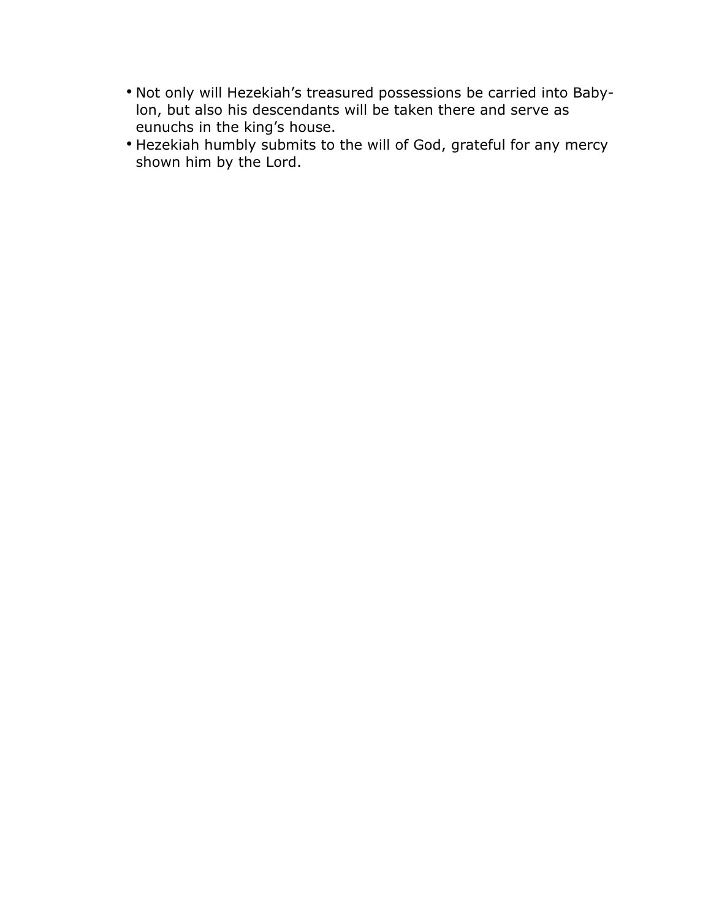- Not only will Hezekiah’s treasured possessions be carried into Babylon, but also his descendants will be taken there and serve as eunuchs in the king’s house.
- Hezekiah humbly submits to the will of God, grateful for any mercy shown him by the Lord.